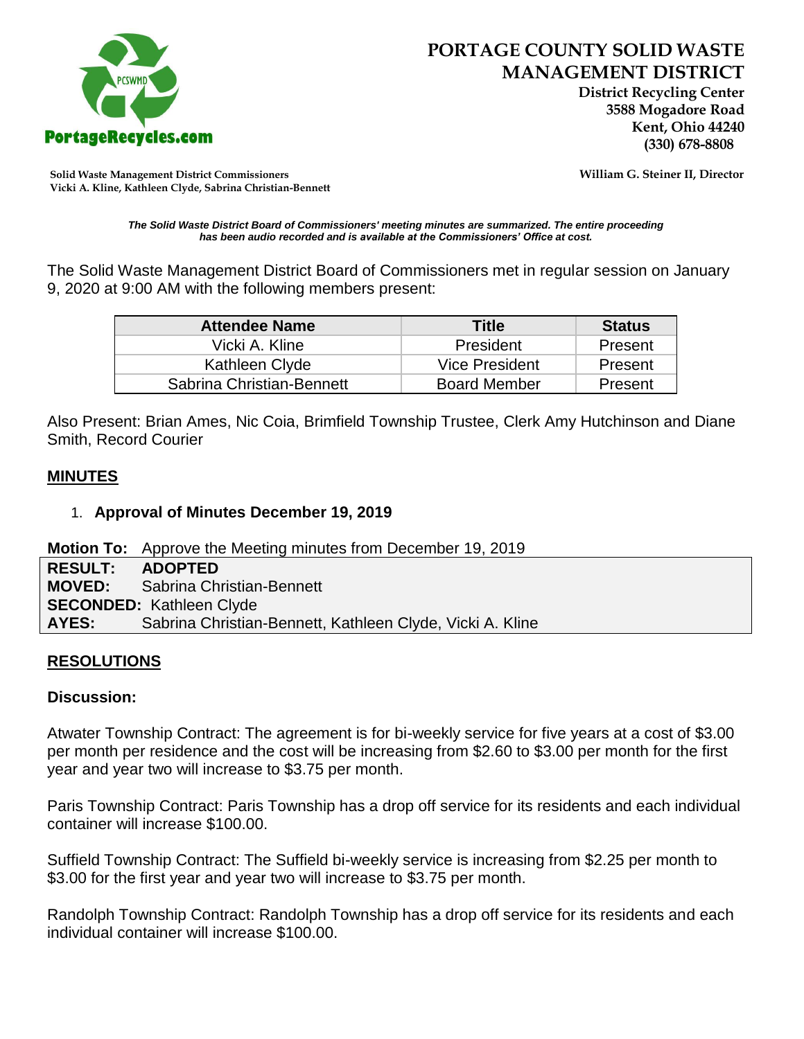PortageRecycles.com

# PORTAGE COUNTY SOLID WASTE MANAGEMENT DISTRICT

**District Recycling Center**
**3588 Mogadore Road**
**Kent, Ohio 44240**
**(330) 678-8808**

**Solid Waste Management District Commissioners**
**Vicki A. Kline, Kathleen Clyde, Sabrina Christian-Bennett**

**William G. Steiner II, Director**

***The Solid Waste District Board of Commissioners' meeting minutes are summarized. The entire proceeding has been audio recorded and is available at the Commissioners' Office at cost.***

The Solid Waste Management District Board of Commissioners met in regular session on January 9, 2020 at 9:00 AM with the following members present:

| Attendee Name | Title | Status |
| --- | --- | --- |
| Vicki A. Kline | President | Present |
| Kathleen Clyde | Vice President | Present |
| Sabrina Christian-Bennett | Board Member | Present |

Also Present: Brian Ames, Nic Coia, Brimfield Township Trustee, Clerk Amy Hutchinson and Diane Smith, Record Courier

## MINUTES

1. **Approval of Minutes December 19, 2019**

**Motion To:** Approve the Meeting minutes from December 19, 2019

**RESULT:** **ADOPTED**
**MOVED:** Sabrina Christian-Bennett
**SECONDED:** Kathleen Clyde
**AYES:** Sabrina Christian-Bennett, Kathleen Clyde, Vicki A. Kline

## RESOLUTIONS

**Discussion:**

Atwater Township Contract: The agreement is for bi-weekly service for five years at a cost of $3.00 per month per residence and the cost will be increasing from $2.60 to $3.00 per month for the first year and year two will increase to $3.75 per month.

Paris Township Contract: Paris Township has a drop off service for its residents and each individual container will increase $100.00.

Suffield Township Contract: The Suffield bi-weekly service is increasing from $2.25 per month to $3.00 for the first year and year two will increase to $3.75 per month.

Randolph Township Contract: Randolph Township has a drop off service for its residents and each individual container will increase $100.00.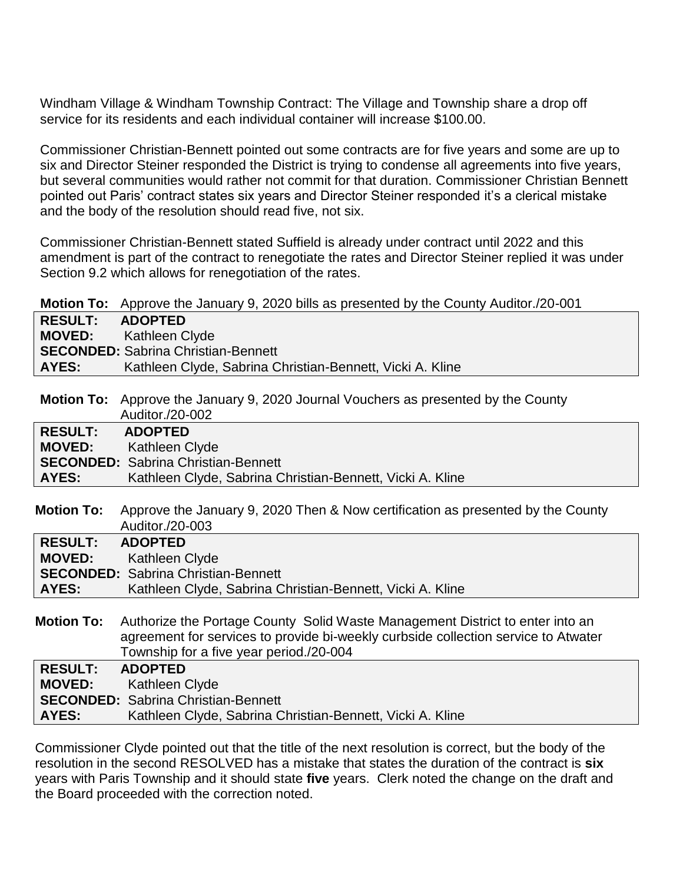Windham Village & Windham Township Contract: The Village and Township share a drop off service for its residents and each individual container will increase $100.00.

Commissioner Christian-Bennett pointed out some contracts are for five years and some are up to six and Director Steiner responded the District is trying to condense all agreements into five years, but several communities would rather not commit for that duration. Commissioner Christian Bennett pointed out Paris' contract states six years and Director Steiner responded it's a clerical mistake and the body of the resolution should read five, not six.

Commissioner Christian-Bennett stated Suffield is already under contract until 2022 and this amendment is part of the contract to renegotiate the rates and Director Steiner replied it was under Section 9.2 which allows for renegotiation of the rates.

**Motion To:** Approve the January 9, 2020 bills as presented by the County Auditor./20-001

| | |
|---|---|
| **RESULT:** | **ADOPTED** |
| **MOVED:** | Kathleen Clyde |
| **SECONDED:** | Sabrina Christian-Bennett |
| **AYES:** | Kathleen Clyde, Sabrina Christian-Bennett, Vicki A. Kline |

**Motion To:** Approve the January 9, 2020 Journal Vouchers as presented by the County Auditor./20-002

| | |
|---|---|
| **RESULT:** | **ADOPTED** |
| **MOVED:** | Kathleen Clyde |
| **SECONDED:** | Sabrina Christian-Bennett |
| **AYES:** | Kathleen Clyde, Sabrina Christian-Bennett, Vicki A. Kline |

**Motion To:** Approve the January 9, 2020 Then & Now certification as presented by the County Auditor./20-003

| | |
|---|---|
| **RESULT:** | **ADOPTED** |
| **MOVED:** | Kathleen Clyde |
| **SECONDED:** | Sabrina Christian-Bennett |
| **AYES:** | Kathleen Clyde, Sabrina Christian-Bennett, Vicki A. Kline |

**Motion To:** Authorize the Portage County Solid Waste Management District to enter into an agreement for services to provide bi-weekly curbside collection service to Atwater Township for a five year period./20-004

| | |
|---|---|
| **RESULT:** | **ADOPTED** |
| **MOVED:** | Kathleen Clyde |
| **SECONDED:** | Sabrina Christian-Bennett |
| **AYES:** | Kathleen Clyde, Sabrina Christian-Bennett, Vicki A. Kline |

Commissioner Clyde pointed out that the title of the next resolution is correct, but the body of the resolution in the second RESOLVED has a mistake that states the duration of the contract is **six** years with Paris Township and it should state **five** years. Clerk noted the change on the draft and the Board proceeded with the correction noted.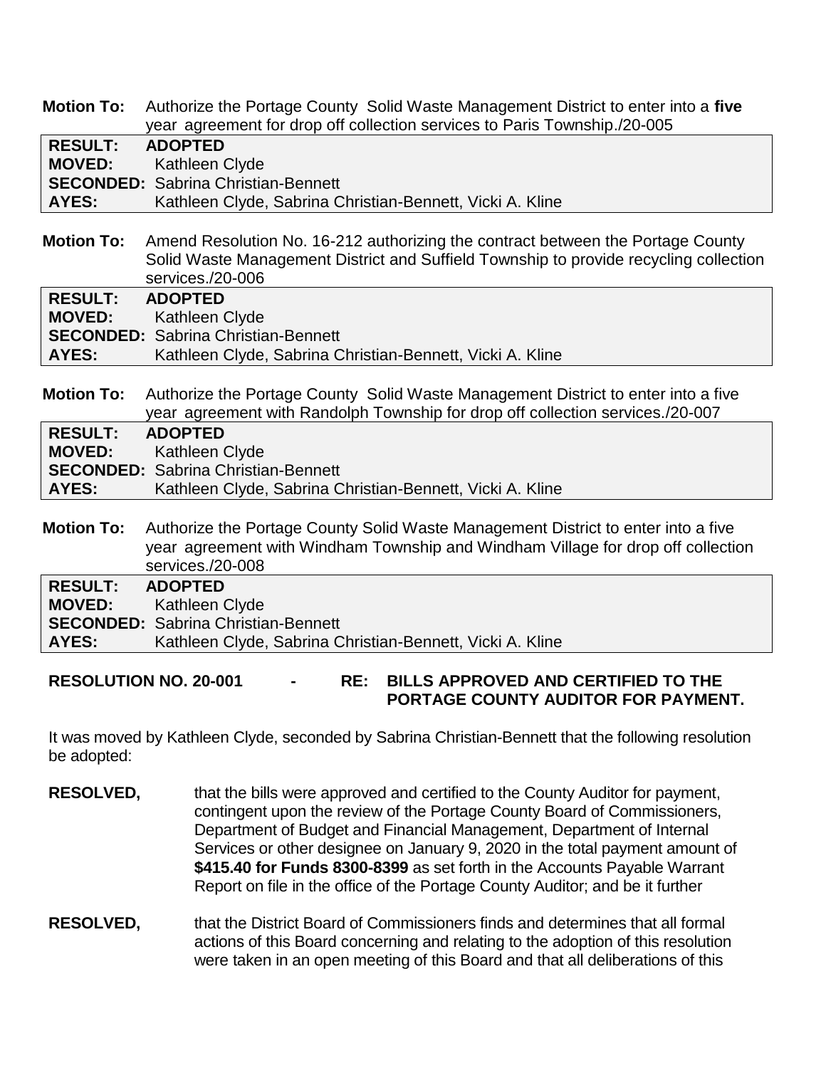**Motion To:** Authorize the Portage County Solid Waste Management District to enter into a **five** year agreement for drop off collection services to Paris Township./20-005

| | |
|---|---|
| **RESULT:** | **ADOPTED** |
| **MOVED:** | Kathleen Clyde |
| **SECONDED:** | Sabrina Christian-Bennett |
| **AYES:** | Kathleen Clyde, Sabrina Christian-Bennett, Vicki A. Kline |

**Motion To:** Amend Resolution No. 16-212 authorizing the contract between the Portage County Solid Waste Management District and Suffield Township to provide recycling collection services./20-006

| | |
|---|---|
| **RESULT:** | **ADOPTED** |
| **MOVED:** | Kathleen Clyde |
| **SECONDED:** | Sabrina Christian-Bennett |
| **AYES:** | Kathleen Clyde, Sabrina Christian-Bennett, Vicki A. Kline |

**Motion To:** Authorize the Portage County Solid Waste Management District to enter into a five year agreement with Randolph Township for drop off collection services./20-007

| | |
|---|---|
| **RESULT:** | **ADOPTED** |
| **MOVED:** | Kathleen Clyde |
| **SECONDED:** | Sabrina Christian-Bennett |
| **AYES:** | Kathleen Clyde, Sabrina Christian-Bennett, Vicki A. Kline |

**Motion To:** Authorize the Portage County Solid Waste Management District to enter into a five year agreement with Windham Township and Windham Village for drop off collection services./20-008

| | |
|---|---|
| **RESULT:** | **ADOPTED** |
| **MOVED:** | Kathleen Clyde |
| **SECONDED:** | Sabrina Christian-Bennett |
| **AYES:** | Kathleen Clyde, Sabrina Christian-Bennett, Vicki A. Kline |

**RESOLUTION NO. 20-001 - RE: BILLS APPROVED AND CERTIFIED TO THE PORTAGE COUNTY AUDITOR FOR PAYMENT.**

It was moved by Kathleen Clyde, seconded by Sabrina Christian-Bennett that the following resolution be adopted:

**RESOLVED,** that the bills were approved and certified to the County Auditor for payment, contingent upon the review of the Portage County Board of Commissioners, Department of Budget and Financial Management, Department of Internal Services or other designee on January 9, 2020 in the total payment amount of **$415.40 for Funds 8300-8399** as set forth in the Accounts Payable Warrant Report on file in the office of the Portage County Auditor; and be it further

**RESOLVED,** that the District Board of Commissioners finds and determines that all formal actions of this Board concerning and relating to the adoption of this resolution were taken in an open meeting of this Board and that all deliberations of this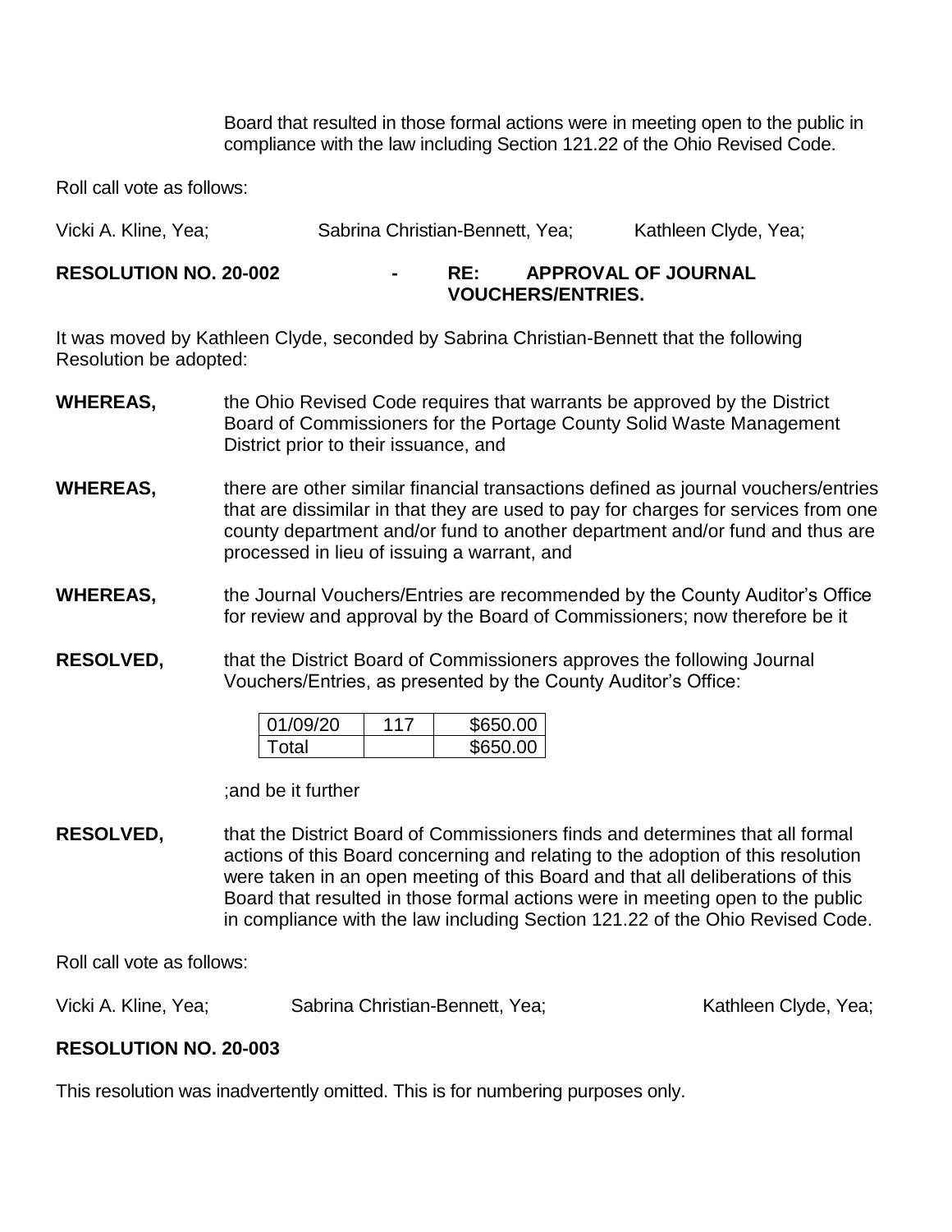Board that resulted in those formal actions were in meeting open to the public in compliance with the law including Section 121.22 of the Ohio Revised Code.

Roll call vote as follows:

Vicki A. Kline, Yea; Sabrina Christian-Bennett, Yea; Kathleen Clyde, Yea;

**RESOLUTION NO. 20-002 - RE: APPROVAL OF JOURNAL VOUCHERS/ENTRIES.**

It was moved by Kathleen Clyde, seconded by Sabrina Christian-Bennett that the following Resolution be adopted:

**WHEREAS,** the Ohio Revised Code requires that warrants be approved by the District Board of Commissioners for the Portage County Solid Waste Management District prior to their issuance, and

**WHEREAS,** there are other similar financial transactions defined as journal vouchers/entries that are dissimilar in that they are used to pay for charges for services from one county department and/or fund to another department and/or fund and thus are processed in lieu of issuing a warrant, and

**WHEREAS,** the Journal Vouchers/Entries are recommended by the County Auditor's Office for review and approval by the Board of Commissioners; now therefore be it

**RESOLVED,** that the District Board of Commissioners approves the following Journal Vouchers/Entries, as presented by the County Auditor's Office:

| | | |
|---|---|---|
| 01/09/20 | 117 | \$650.00 |
| Total | | \$650.00 |

;and be it further

**RESOLVED,** that the District Board of Commissioners finds and determines that all formal actions of this Board concerning and relating to the adoption of this resolution were taken in an open meeting of this Board and that all deliberations of this Board that resulted in those formal actions were in meeting open to the public in compliance with the law including Section 121.22 of the Ohio Revised Code.

Roll call vote as follows:

Vicki A. Kline, Yea; Sabrina Christian-Bennett, Yea; Kathleen Clyde, Yea;

**RESOLUTION NO. 20-003**

This resolution was inadvertently omitted. This is for numbering purposes only.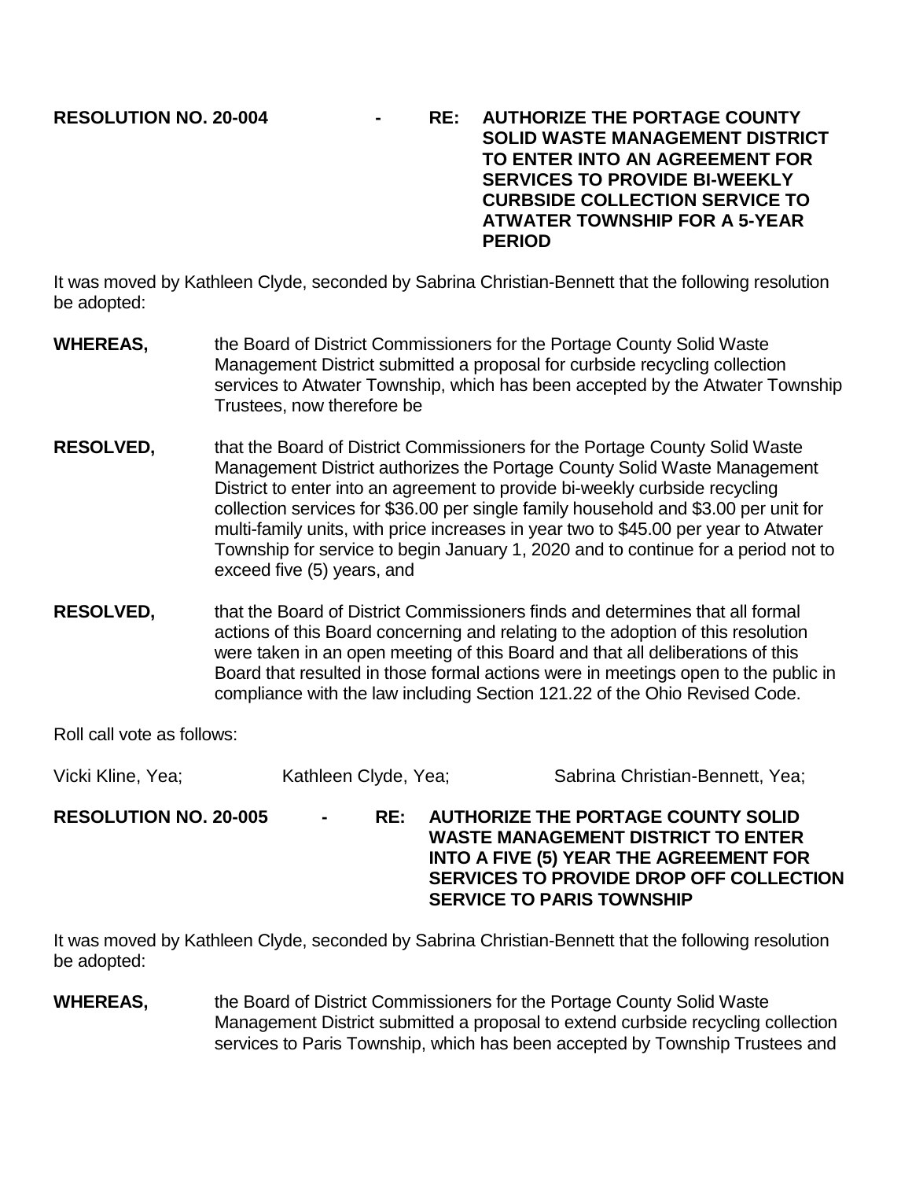**RESOLUTION NO. 20-004 - RE: AUTHORIZE THE PORTAGE COUNTY SOLID WASTE MANAGEMENT DISTRICT TO ENTER INTO AN AGREEMENT FOR SERVICES TO PROVIDE BI-WEEKLY CURBSIDE COLLECTION SERVICE TO ATWATER TOWNSHIP FOR A 5-YEAR PERIOD**

It was moved by Kathleen Clyde, seconded by Sabrina Christian-Bennett that the following resolution be adopted:

**WHEREAS,** the Board of District Commissioners for the Portage County Solid Waste Management District submitted a proposal for curbside recycling collection services to Atwater Township, which has been accepted by the Atwater Township Trustees, now therefore be

**RESOLVED,** that the Board of District Commissioners for the Portage County Solid Waste Management District authorizes the Portage County Solid Waste Management District to enter into an agreement to provide bi-weekly curbside recycling collection services for $36.00 per single family household and $3.00 per unit for multi-family units, with price increases in year two to $45.00 per year to Atwater Township for service to begin January 1, 2020 and to continue for a period not to exceed five (5) years, and

**RESOLVED,** that the Board of District Commissioners finds and determines that all formal actions of this Board concerning and relating to the adoption of this resolution were taken in an open meeting of this Board and that all deliberations of this Board that resulted in those formal actions were in meetings open to the public in compliance with the law including Section 121.22 of the Ohio Revised Code.

Roll call vote as follows:

Vicki Kline, Yea; Kathleen Clyde, Yea; Sabrina Christian-Bennett, Yea;

**RESOLUTION NO. 20-005 - RE: AUTHORIZE THE PORTAGE COUNTY SOLID WASTE MANAGEMENT DISTRICT TO ENTER INTO A FIVE (5) YEAR THE AGREEMENT FOR SERVICES TO PROVIDE DROP OFF COLLECTION SERVICE TO PARIS TOWNSHIP**

It was moved by Kathleen Clyde, seconded by Sabrina Christian-Bennett that the following resolution be adopted:

**WHEREAS,** the Board of District Commissioners for the Portage County Solid Waste Management District submitted a proposal to extend curbside recycling collection services to Paris Township, which has been accepted by Township Trustees and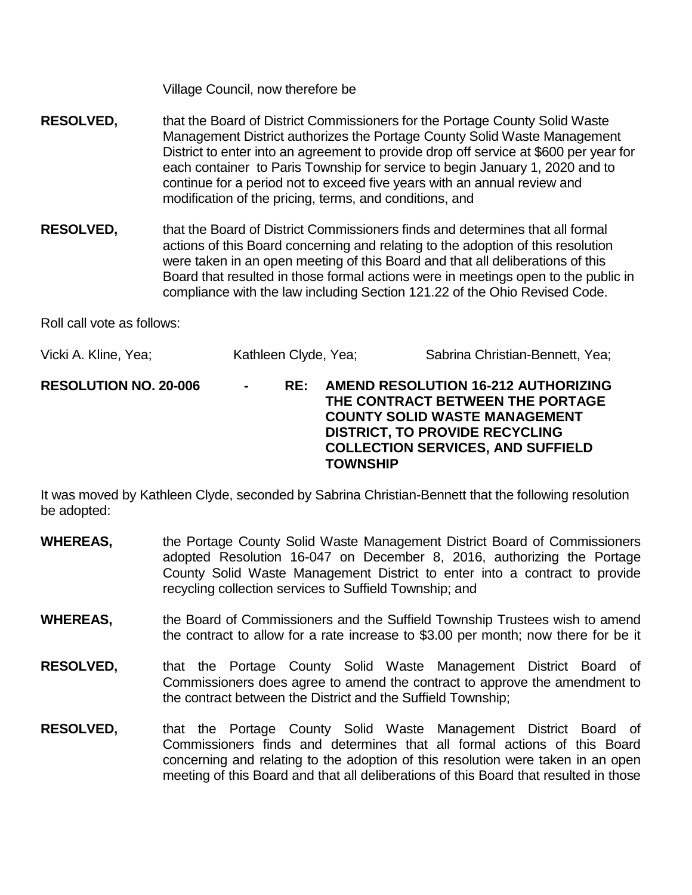Village Council, now therefore be

**RESOLVED,** that the Board of District Commissioners for the Portage County Solid Waste Management District authorizes the Portage County Solid Waste Management District to enter into an agreement to provide drop off service at $600 per year for each container to Paris Township for service to begin January 1, 2020 and to continue for a period not to exceed five years with an annual review and modification of the pricing, terms, and conditions, and

**RESOLVED,** that the Board of District Commissioners finds and determines that all formal actions of this Board concerning and relating to the adoption of this resolution were taken in an open meeting of this Board and that all deliberations of this Board that resulted in those formal actions were in meetings open to the public in compliance with the law including Section 121.22 of the Ohio Revised Code.

Roll call vote as follows:

Vicki A. Kline, Yea; Kathleen Clyde, Yea; Sabrina Christian-Bennett, Yea;

**RESOLUTION NO. 20-006 - RE: AMEND RESOLUTION 16-212 AUTHORIZING THE CONTRACT BETWEEN THE PORTAGE COUNTY SOLID WASTE MANAGEMENT DISTRICT, TO PROVIDE RECYCLING COLLECTION SERVICES, AND SUFFIELD TOWNSHIP**

It was moved by Kathleen Clyde, seconded by Sabrina Christian-Bennett that the following resolution be adopted:

**WHEREAS,** the Portage County Solid Waste Management District Board of Commissioners adopted Resolution 16-047 on December 8, 2016, authorizing the Portage County Solid Waste Management District to enter into a contract to provide recycling collection services to Suffield Township; and

**WHEREAS,** the Board of Commissioners and the Suffield Township Trustees wish to amend the contract to allow for a rate increase to $3.00 per month; now there for be it

**RESOLVED,** that the Portage County Solid Waste Management District Board of Commissioners does agree to amend the contract to approve the amendment to the contract between the District and the Suffield Township;

**RESOLVED,** that the Portage County Solid Waste Management District Board of Commissioners finds and determines that all formal actions of this Board concerning and relating to the adoption of this resolution were taken in an open meeting of this Board and that all deliberations of this Board that resulted in those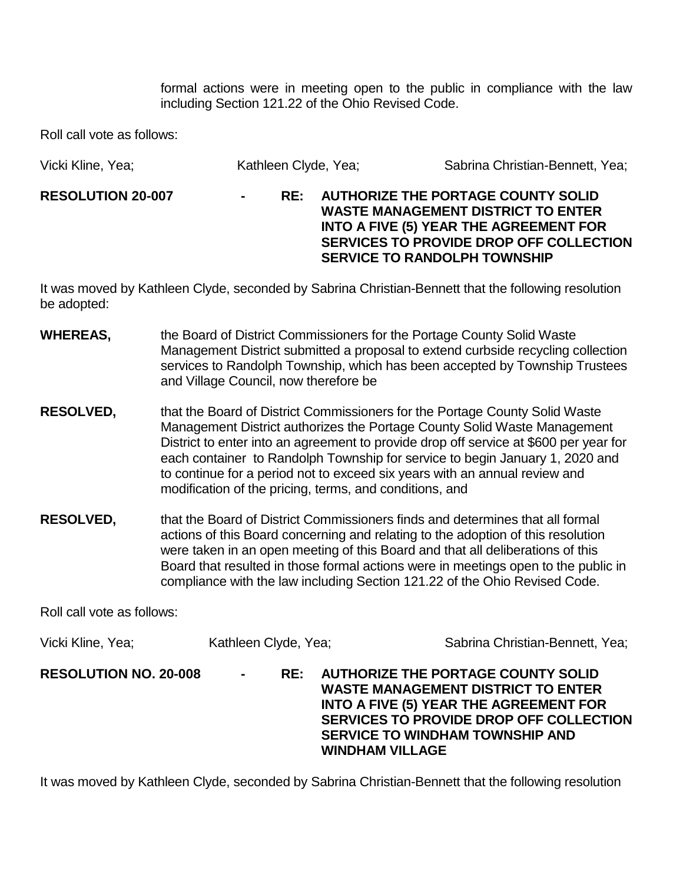formal actions were in meeting open to the public in compliance with the law including Section 121.22 of the Ohio Revised Code.

Roll call vote as follows:

Vicki Kline, Yea; Kathleen Clyde, Yea; Sabrina Christian-Bennett, Yea;

**RESOLUTION 20-007 - RE: AUTHORIZE THE PORTAGE COUNTY SOLID WASTE MANAGEMENT DISTRICT TO ENTER INTO A FIVE (5) YEAR THE AGREEMENT FOR SERVICES TO PROVIDE DROP OFF COLLECTION SERVICE TO RANDOLPH TOWNSHIP**

It was moved by Kathleen Clyde, seconded by Sabrina Christian-Bennett that the following resolution be adopted:

**WHEREAS,** the Board of District Commissioners for the Portage County Solid Waste Management District submitted a proposal to extend curbside recycling collection services to Randolph Township, which has been accepted by Township Trustees and Village Council, now therefore be

**RESOLVED,** that the Board of District Commissioners for the Portage County Solid Waste Management District authorizes the Portage County Solid Waste Management District to enter into an agreement to provide drop off service at $600 per year for each container to Randolph Township for service to begin January 1, 2020 and to continue for a period not to exceed six years with an annual review and modification of the pricing, terms, and conditions, and

**RESOLVED,** that the Board of District Commissioners finds and determines that all formal actions of this Board concerning and relating to the adoption of this resolution were taken in an open meeting of this Board and that all deliberations of this Board that resulted in those formal actions were in meetings open to the public in compliance with the law including Section 121.22 of the Ohio Revised Code.

Roll call vote as follows:

Vicki Kline, Yea; Kathleen Clyde, Yea; Sabrina Christian-Bennett, Yea;

**RESOLUTION NO. 20-008 - RE: AUTHORIZE THE PORTAGE COUNTY SOLID WASTE MANAGEMENT DISTRICT TO ENTER INTO A FIVE (5) YEAR THE AGREEMENT FOR SERVICES TO PROVIDE DROP OFF COLLECTION SERVICE TO WINDHAM TOWNSHIP AND WINDHAM VILLAGE**

It was moved by Kathleen Clyde, seconded by Sabrina Christian-Bennett that the following resolution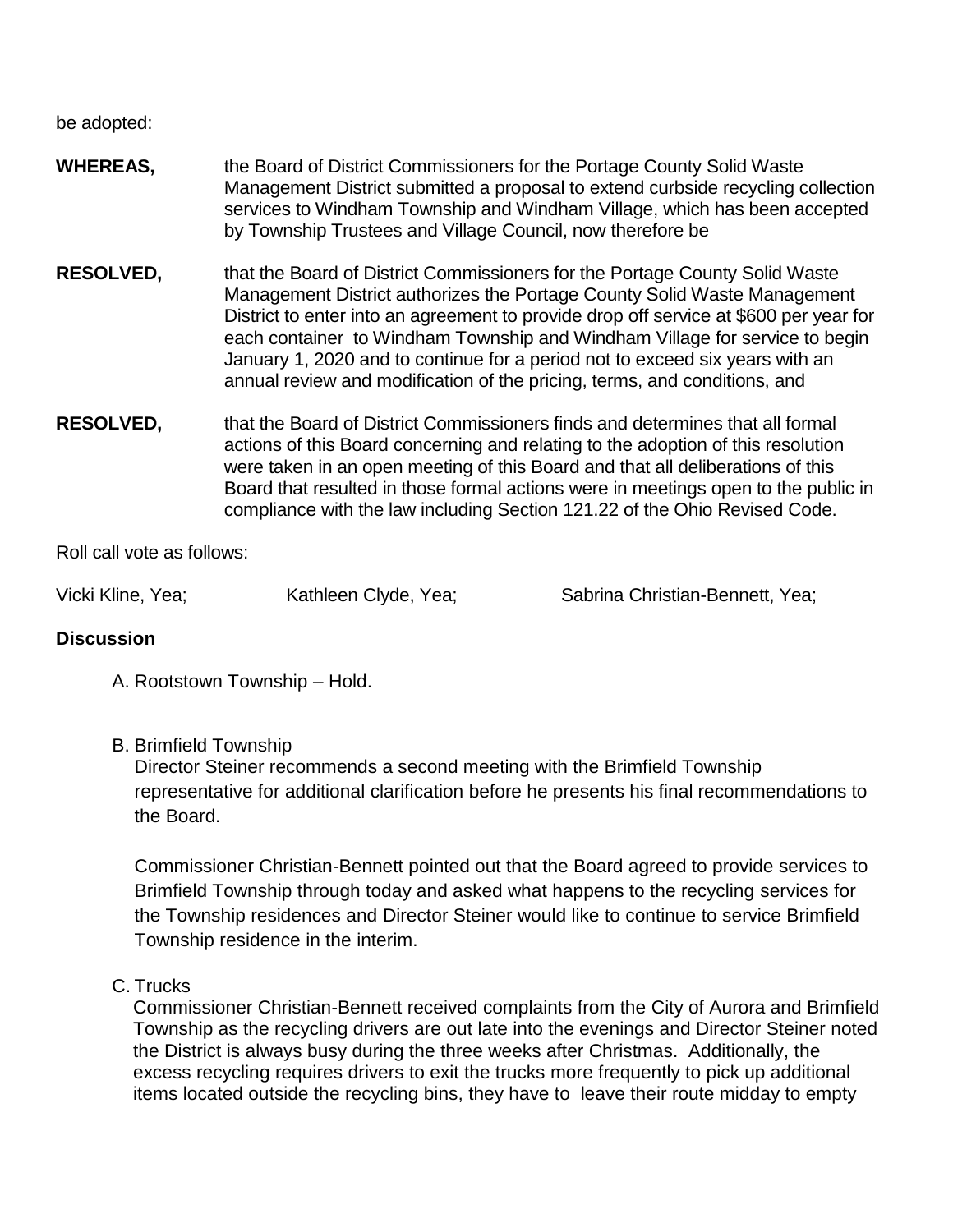be adopted:

**WHEREAS,** the Board of District Commissioners for the Portage County Solid Waste Management District submitted a proposal to extend curbside recycling collection services to Windham Township and Windham Village, which has been accepted by Township Trustees and Village Council, now therefore be

**RESOLVED,** that the Board of District Commissioners for the Portage County Solid Waste Management District authorizes the Portage County Solid Waste Management District to enter into an agreement to provide drop off service at $600 per year for each container to Windham Township and Windham Village for service to begin January 1, 2020 and to continue for a period not to exceed six years with an annual review and modification of the pricing, terms, and conditions, and

**RESOLVED,** that the Board of District Commissioners finds and determines that all formal actions of this Board concerning and relating to the adoption of this resolution were taken in an open meeting of this Board and that all deliberations of this Board that resulted in those formal actions were in meetings open to the public in compliance with the law including Section 121.22 of the Ohio Revised Code.

Roll call vote as follows:

Vicki Kline, Yea; Kathleen Clyde, Yea; Sabrina Christian-Bennett, Yea;

**Discussion**

A. Rootstown Township – Hold.

B. Brimfield Township

Director Steiner recommends a second meeting with the Brimfield Township representative for additional clarification before he presents his final recommendations to the Board.

Commissioner Christian-Bennett pointed out that the Board agreed to provide services to Brimfield Township through today and asked what happens to the recycling services for the Township residences and Director Steiner would like to continue to service Brimfield Township residence in the interim.

C. Trucks

Commissioner Christian-Bennett received complaints from the City of Aurora and Brimfield Township as the recycling drivers are out late into the evenings and Director Steiner noted the District is always busy during the three weeks after Christmas. Additionally, the excess recycling requires drivers to exit the trucks more frequently to pick up additional items located outside the recycling bins, they have to leave their route midday to empty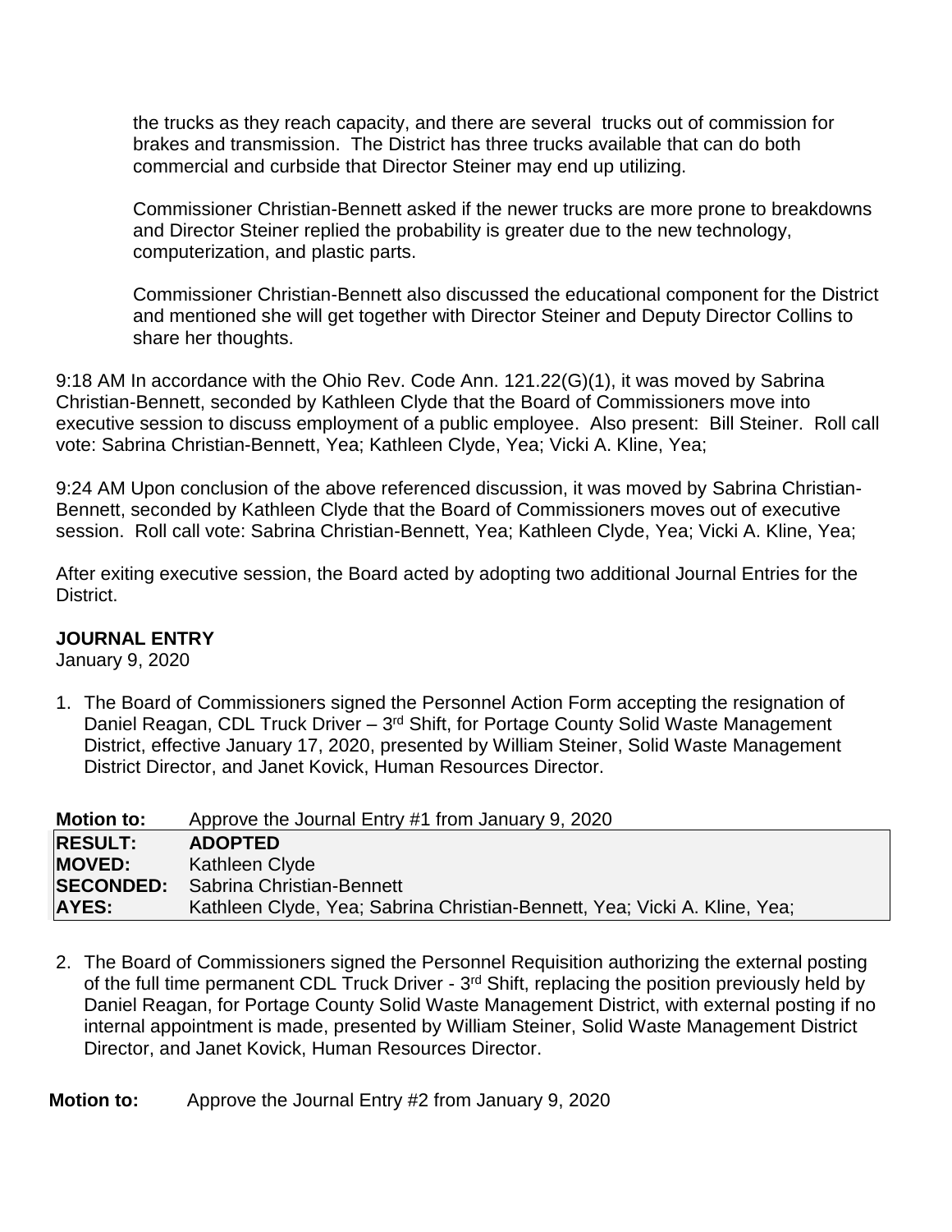the trucks as they reach capacity, and there are several trucks out of commission for brakes and transmission. The District has three trucks available that can do both commercial and curbside that Director Steiner may end up utilizing.

Commissioner Christian-Bennett asked if the newer trucks are more prone to breakdowns and Director Steiner replied the probability is greater due to the new technology, computerization, and plastic parts.

Commissioner Christian-Bennett also discussed the educational component for the District and mentioned she will get together with Director Steiner and Deputy Director Collins to share her thoughts.

9:18 AM In accordance with the Ohio Rev. Code Ann. 121.22(G)(1), it was moved by Sabrina Christian-Bennett, seconded by Kathleen Clyde that the Board of Commissioners move into executive session to discuss employment of a public employee. Also present: Bill Steiner. Roll call vote: Sabrina Christian-Bennett, Yea; Kathleen Clyde, Yea; Vicki A. Kline, Yea;

9:24 AM Upon conclusion of the above referenced discussion, it was moved by Sabrina Christian-Bennett, seconded by Kathleen Clyde that the Board of Commissioners moves out of executive session. Roll call vote: Sabrina Christian-Bennett, Yea; Kathleen Clyde, Yea; Vicki A. Kline, Yea;

After exiting executive session, the Board acted by adopting two additional Journal Entries for the District.

**JOURNAL ENTRY**
January 9, 2020

1. The Board of Commissioners signed the Personnel Action Form accepting the resignation of Daniel Reagan, CDL Truck Driver – 3rd Shift, for Portage County Solid Waste Management District, effective January 17, 2020, presented by William Steiner, Solid Waste Management District Director, and Janet Kovick, Human Resources Director.

| **Motion to:** | Approve the Journal Entry #1 from January 9, 2020 |
|---|---|
| **RESULT:** | **ADOPTED** |
| **MOVED:** | Kathleen Clyde |
| **SECONDED:** | Sabrina Christian-Bennett |
| **AYES:** | Kathleen Clyde, Yea; Sabrina Christian-Bennett, Yea; Vicki A. Kline, Yea; |

2. The Board of Commissioners signed the Personnel Requisition authorizing the external posting of the full time permanent CDL Truck Driver - 3rd Shift, replacing the position previously held by Daniel Reagan, for Portage County Solid Waste Management District, with external posting if no internal appointment is made, presented by William Steiner, Solid Waste Management District Director, and Janet Kovick, Human Resources Director.

**Motion to:** Approve the Journal Entry #2 from January 9, 2020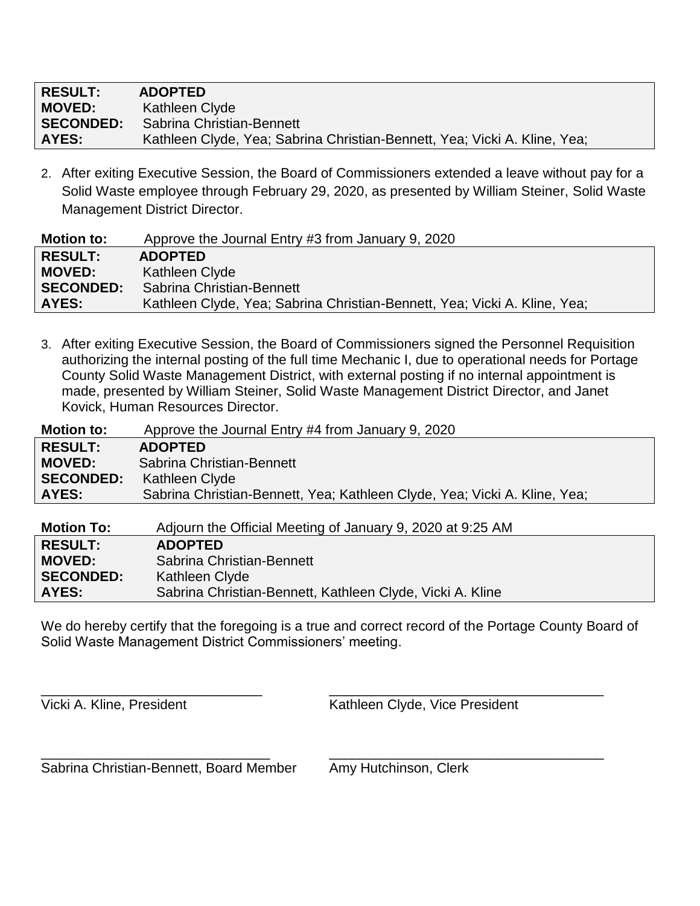| | |
|---|---|
| **RESULT:** | **ADOPTED** |
| **MOVED:** | Kathleen Clyde |
| **SECONDED:** | Sabrina Christian-Bennett |
| **AYES:** | Kathleen Clyde, Yea; Sabrina Christian-Bennett, Yea; Vicki A. Kline, Yea; |

2. After exiting Executive Session, the Board of Commissioners extended a leave without pay for a Solid Waste employee through February 29, 2020, as presented by William Steiner, Solid Waste Management District Director.

**Motion to:** Approve the Journal Entry #3 from January 9, 2020

| | |
|---|---|
| **RESULT:** | **ADOPTED** |
| **MOVED:** | Kathleen Clyde |
| **SECONDED:** | Sabrina Christian-Bennett |
| **AYES:** | Kathleen Clyde, Yea; Sabrina Christian-Bennett, Yea; Vicki A. Kline, Yea; |

3. After exiting Executive Session, the Board of Commissioners signed the Personnel Requisition authorizing the internal posting of the full time Mechanic I, due to operational needs for Portage County Solid Waste Management District, with external posting if no internal appointment is made, presented by William Steiner, Solid Waste Management District Director, and Janet Kovick, Human Resources Director.

**Motion to:** Approve the Journal Entry #4 from January 9, 2020

| | |
|---|---|
| **RESULT:** | **ADOPTED** |
| **MOVED:** | Sabrina Christian-Bennett |
| **SECONDED:** | Kathleen Clyde |
| **AYES:** | Sabrina Christian-Bennett, Yea; Kathleen Clyde, Yea; Vicki A. Kline, Yea; |

**Motion To:** Adjourn the Official Meeting of January 9, 2020 at 9:25 AM

| | |
|---|---|
| **RESULT:** | **ADOPTED** |
| **MOVED:** | Sabrina Christian-Bennett |
| **SECONDED:** | Kathleen Clyde |
| **AYES:** | Sabrina Christian-Bennett, Kathleen Clyde, Vicki A. Kline |

We do hereby certify that the foregoing is a true and correct record of the Portage County Board of Solid Waste Management District Commissioners' meeting.

_____________________________ Vicki A. Kline, President

_____________________________ Kathleen Clyde, Vice President

_____________________________ Sabrina Christian-Bennett, Board Member

_____________________________ Amy Hutchinson, Clerk